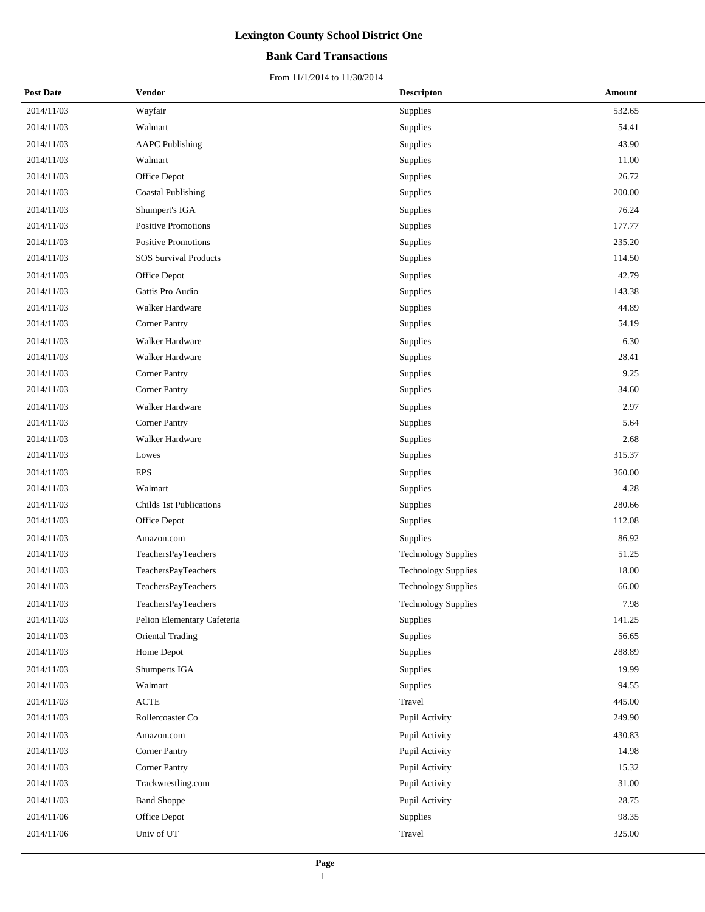# Lexington County School District One

## Bank Card Transactions

From 11/1/2014 to 11/30/2014

| Post Date | Vendor | Descripton | Amount |
|---|---|---|---|
| 2014/11/03 | Wayfair | Supplies | 532.65 |
| 2014/11/03 | Walmart | Supplies | 54.41 |
| 2014/11/03 | AAPC Publishing | Supplies | 43.90 |
| 2014/11/03 | Walmart | Supplies | 11.00 |
| 2014/11/03 | Office Depot | Supplies | 26.72 |
| 2014/11/03 | Coastal Publishing | Supplies | 200.00 |
| 2014/11/03 | Shumpert's IGA | Supplies | 76.24 |
| 2014/11/03 | Positive Promotions | Supplies | 177.77 |
| 2014/11/03 | Positive Promotions | Supplies | 235.20 |
| 2014/11/03 | SOS Survival Products | Supplies | 114.50 |
| 2014/11/03 | Office Depot | Supplies | 42.79 |
| 2014/11/03 | Gattis Pro Audio | Supplies | 143.38 |
| 2014/11/03 | Walker Hardware | Supplies | 44.89 |
| 2014/11/03 | Corner Pantry | Supplies | 54.19 |
| 2014/11/03 | Walker Hardware | Supplies | 6.30 |
| 2014/11/03 | Walker Hardware | Supplies | 28.41 |
| 2014/11/03 | Corner Pantry | Supplies | 9.25 |
| 2014/11/03 | Corner Pantry | Supplies | 34.60 |
| 2014/11/03 | Walker Hardware | Supplies | 2.97 |
| 2014/11/03 | Corner Pantry | Supplies | 5.64 |
| 2014/11/03 | Walker Hardware | Supplies | 2.68 |
| 2014/11/03 | Lowes | Supplies | 315.37 |
| 2014/11/03 | EPS | Supplies | 360.00 |
| 2014/11/03 | Walmart | Supplies | 4.28 |
| 2014/11/03 | Childs 1st Publications | Supplies | 280.66 |
| 2014/11/03 | Office Depot | Supplies | 112.08 |
| 2014/11/03 | Amazon.com | Supplies | 86.92 |
| 2014/11/03 | TeachersPayTeachers | Technology Supplies | 51.25 |
| 2014/11/03 | TeachersPayTeachers | Technology Supplies | 18.00 |
| 2014/11/03 | TeachersPayTeachers | Technology Supplies | 66.00 |
| 2014/11/03 | TeachersPayTeachers | Technology Supplies | 7.98 |
| 2014/11/03 | Pelion Elementary Cafeteria | Supplies | 141.25 |
| 2014/11/03 | Oriental Trading | Supplies | 56.65 |
| 2014/11/03 | Home Depot | Supplies | 288.89 |
| 2014/11/03 | Shumperts IGA | Supplies | 19.99 |
| 2014/11/03 | Walmart | Supplies | 94.55 |
| 2014/11/03 | ACTE | Travel | 445.00 |
| 2014/11/03 | Rollercoaster Co | Pupil Activity | 249.90 |
| 2014/11/03 | Amazon.com | Pupil Activity | 430.83 |
| 2014/11/03 | Corner Pantry | Pupil Activity | 14.98 |
| 2014/11/03 | Corner Pantry | Pupil Activity | 15.32 |
| 2014/11/03 | Trackwrestling.com | Pupil Activity | 31.00 |
| 2014/11/03 | Band Shoppe | Pupil Activity | 28.75 |
| 2014/11/06 | Office Depot | Supplies | 98.35 |
| 2014/11/06 | Univ of UT | Travel | 325.00 |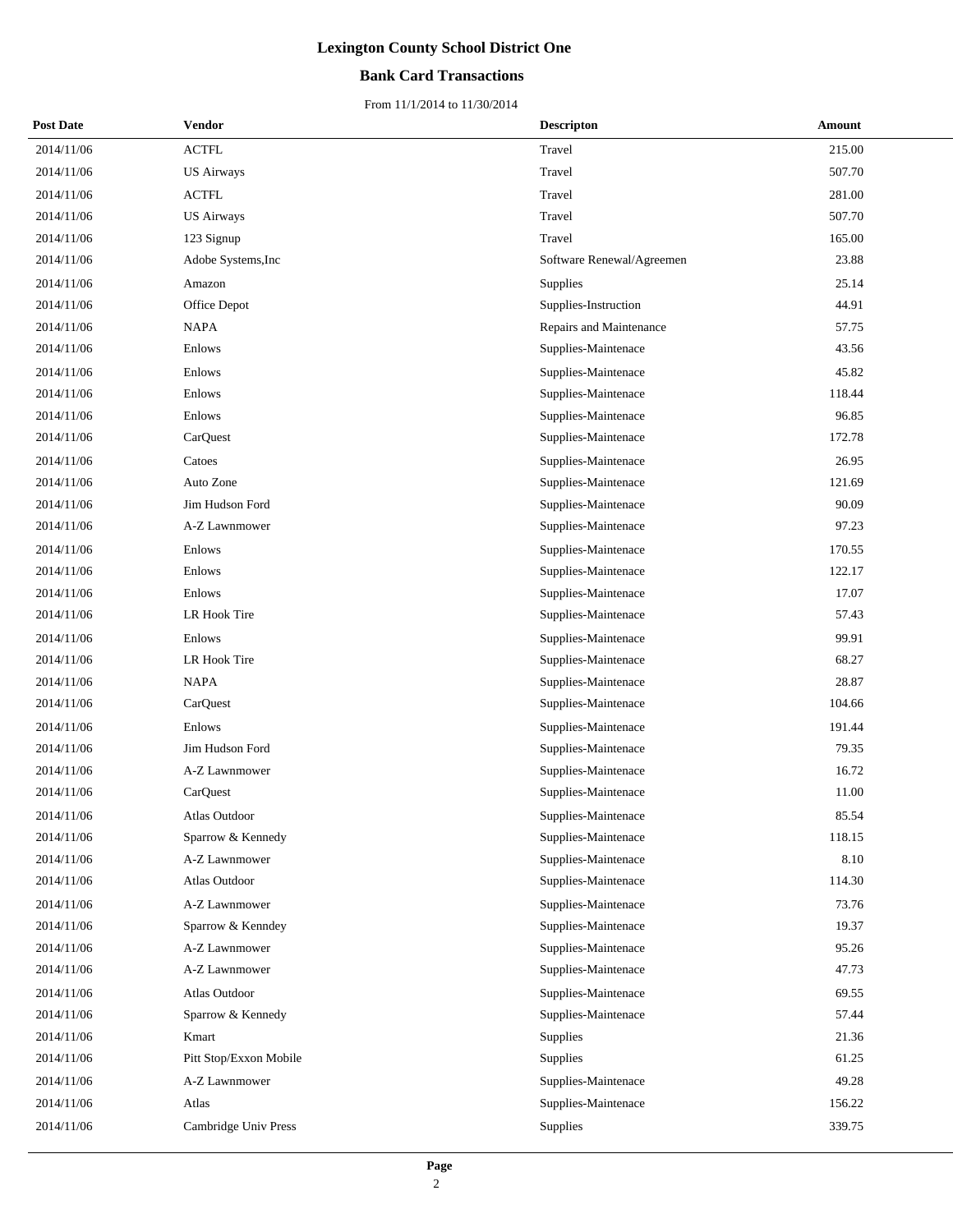# Lexington County School District One

## Bank Card Transactions

From 11/1/2014 to 11/30/2014

| Post Date | Vendor | Descripton | Amount |
|---|---|---|---|
| 2014/11/06 | ACTFL | Travel | 215.00 |
| 2014/11/06 | US Airways | Travel | 507.70 |
| 2014/11/06 | ACTFL | Travel | 281.00 |
| 2014/11/06 | US Airways | Travel | 507.70 |
| 2014/11/06 | 123 Signup | Travel | 165.00 |
| 2014/11/06 | Adobe Systems,Inc | Software Renewal/Agreemen | 23.88 |
| 2014/11/06 | Amazon | Supplies | 25.14 |
| 2014/11/06 | Office Depot | Supplies-Instruction | 44.91 |
| 2014/11/06 | NAPA | Repairs and Maintenance | 57.75 |
| 2014/11/06 | Enlows | Supplies-Maintenace | 43.56 |
| 2014/11/06 | Enlows | Supplies-Maintenace | 45.82 |
| 2014/11/06 | Enlows | Supplies-Maintenace | 118.44 |
| 2014/11/06 | Enlows | Supplies-Maintenace | 96.85 |
| 2014/11/06 | CarQuest | Supplies-Maintenace | 172.78 |
| 2014/11/06 | Catoes | Supplies-Maintenace | 26.95 |
| 2014/11/06 | Auto Zone | Supplies-Maintenace | 121.69 |
| 2014/11/06 | Jim Hudson Ford | Supplies-Maintenace | 90.09 |
| 2014/11/06 | A-Z Lawnmower | Supplies-Maintenace | 97.23 |
| 2014/11/06 | Enlows | Supplies-Maintenace | 170.55 |
| 2014/11/06 | Enlows | Supplies-Maintenace | 122.17 |
| 2014/11/06 | Enlows | Supplies-Maintenace | 17.07 |
| 2014/11/06 | LR Hook Tire | Supplies-Maintenace | 57.43 |
| 2014/11/06 | Enlows | Supplies-Maintenace | 99.91 |
| 2014/11/06 | LR Hook Tire | Supplies-Maintenace | 68.27 |
| 2014/11/06 | NAPA | Supplies-Maintenace | 28.87 |
| 2014/11/06 | CarQuest | Supplies-Maintenace | 104.66 |
| 2014/11/06 | Enlows | Supplies-Maintenace | 191.44 |
| 2014/11/06 | Jim Hudson Ford | Supplies-Maintenace | 79.35 |
| 2014/11/06 | A-Z Lawnmower | Supplies-Maintenace | 16.72 |
| 2014/11/06 | CarQuest | Supplies-Maintenace | 11.00 |
| 2014/11/06 | Atlas Outdoor | Supplies-Maintenace | 85.54 |
| 2014/11/06 | Sparrow & Kennedy | Supplies-Maintenace | 118.15 |
| 2014/11/06 | A-Z Lawnmower | Supplies-Maintenace | 8.10 |
| 2014/11/06 | Atlas Outdoor | Supplies-Maintenace | 114.30 |
| 2014/11/06 | A-Z Lawnmower | Supplies-Maintenace | 73.76 |
| 2014/11/06 | Sparrow & Kenndey | Supplies-Maintenace | 19.37 |
| 2014/11/06 | A-Z Lawnmower | Supplies-Maintenace | 95.26 |
| 2014/11/06 | A-Z Lawnmower | Supplies-Maintenace | 47.73 |
| 2014/11/06 | Atlas Outdoor | Supplies-Maintenace | 69.55 |
| 2014/11/06 | Sparrow & Kennedy | Supplies-Maintenace | 57.44 |
| 2014/11/06 | Kmart | Supplies | 21.36 |
| 2014/11/06 | Pitt Stop/Exxon Mobile | Supplies | 61.25 |
| 2014/11/06 | A-Z Lawnmower | Supplies-Maintenace | 49.28 |
| 2014/11/06 | Atlas | Supplies-Maintenace | 156.22 |
| 2014/11/06 | Cambridge Univ Press | Supplies | 339.75 |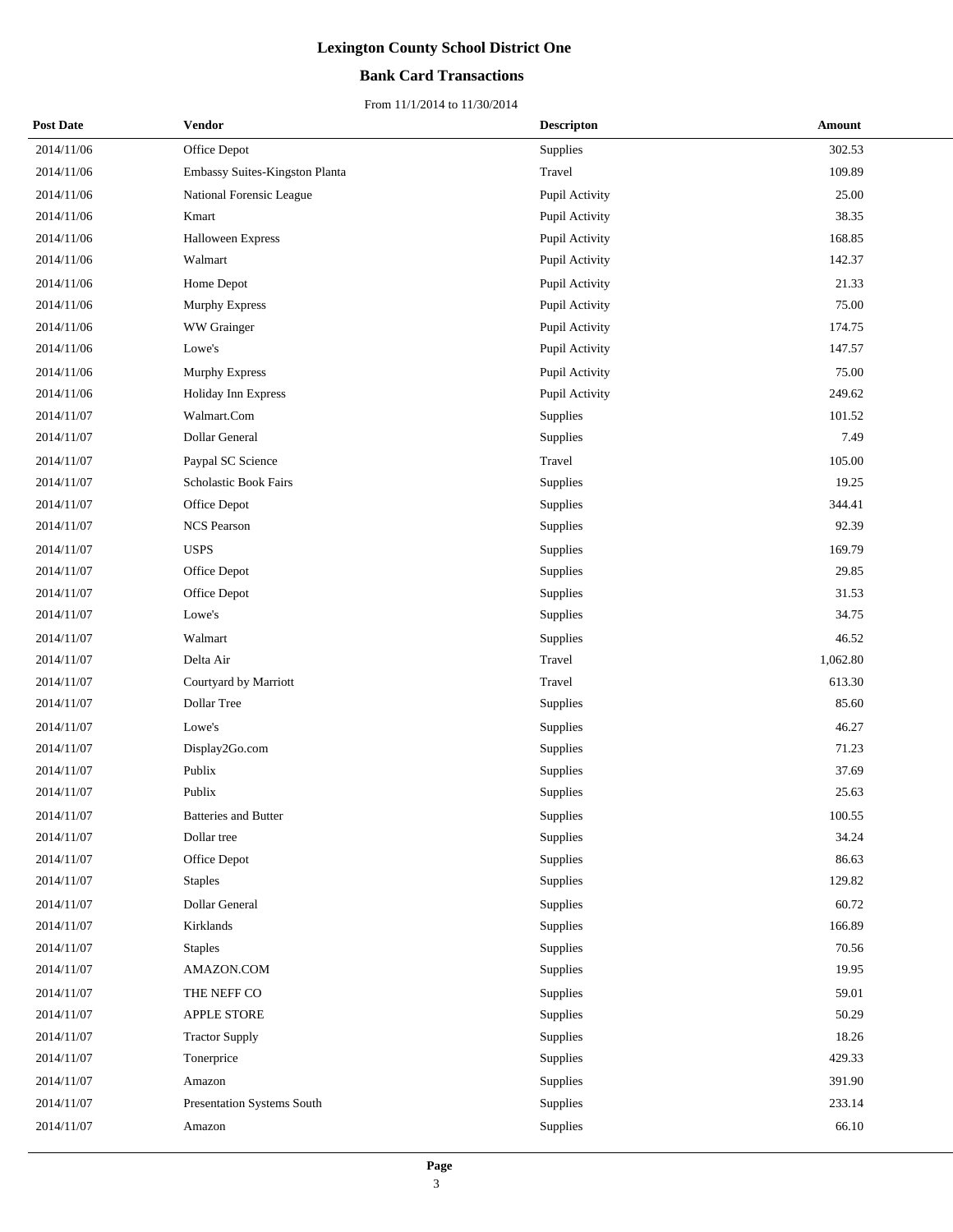# Lexington County School District One

## Bank Card Transactions

From 11/1/2014 to 11/30/2014

| Post Date | Vendor | Descripton | Amount |
|---|---|---|---|
| 2014/11/06 | Office Depot | Supplies | 302.53 |
| 2014/11/06 | Embassy Suites-Kingston Planta | Travel | 109.89 |
| 2014/11/06 | National Forensic League | Pupil Activity | 25.00 |
| 2014/11/06 | Kmart | Pupil Activity | 38.35 |
| 2014/11/06 | Halloween Express | Pupil Activity | 168.85 |
| 2014/11/06 | Walmart | Pupil Activity | 142.37 |
| 2014/11/06 | Home Depot | Pupil Activity | 21.33 |
| 2014/11/06 | Murphy Express | Pupil Activity | 75.00 |
| 2014/11/06 | WW Grainger | Pupil Activity | 174.75 |
| 2014/11/06 | Lowe's | Pupil Activity | 147.57 |
| 2014/11/06 | Murphy Express | Pupil Activity | 75.00 |
| 2014/11/06 | Holiday Inn Express | Pupil Activity | 249.62 |
| 2014/11/07 | Walmart.Com | Supplies | 101.52 |
| 2014/11/07 | Dollar General | Supplies | 7.49 |
| 2014/11/07 | Paypal SC Science | Travel | 105.00 |
| 2014/11/07 | Scholastic Book Fairs | Supplies | 19.25 |
| 2014/11/07 | Office Depot | Supplies | 344.41 |
| 2014/11/07 | NCS Pearson | Supplies | 92.39 |
| 2014/11/07 | USPS | Supplies | 169.79 |
| 2014/11/07 | Office Depot | Supplies | 29.85 |
| 2014/11/07 | Office Depot | Supplies | 31.53 |
| 2014/11/07 | Lowe's | Supplies | 34.75 |
| 2014/11/07 | Walmart | Supplies | 46.52 |
| 2014/11/07 | Delta Air | Travel | 1,062.80 |
| 2014/11/07 | Courtyard by Marriott | Travel | 613.30 |
| 2014/11/07 | Dollar Tree | Supplies | 85.60 |
| 2014/11/07 | Lowe's | Supplies | 46.27 |
| 2014/11/07 | Display2Go.com | Supplies | 71.23 |
| 2014/11/07 | Publix | Supplies | 37.69 |
| 2014/11/07 | Publix | Supplies | 25.63 |
| 2014/11/07 | Batteries and Butter | Supplies | 100.55 |
| 2014/11/07 | Dollar tree | Supplies | 34.24 |
| 2014/11/07 | Office Depot | Supplies | 86.63 |
| 2014/11/07 | Staples | Supplies | 129.82 |
| 2014/11/07 | Dollar General | Supplies | 60.72 |
| 2014/11/07 | Kirklands | Supplies | 166.89 |
| 2014/11/07 | Staples | Supplies | 70.56 |
| 2014/11/07 | AMAZON.COM | Supplies | 19.95 |
| 2014/11/07 | THE NEFF CO | Supplies | 59.01 |
| 2014/11/07 | APPLE STORE | Supplies | 50.29 |
| 2014/11/07 | Tractor Supply | Supplies | 18.26 |
| 2014/11/07 | Tonerprice | Supplies | 429.33 |
| 2014/11/07 | Amazon | Supplies | 391.90 |
| 2014/11/07 | Presentation Systems South | Supplies | 233.14 |
| 2014/11/07 | Amazon | Supplies | 66.10 |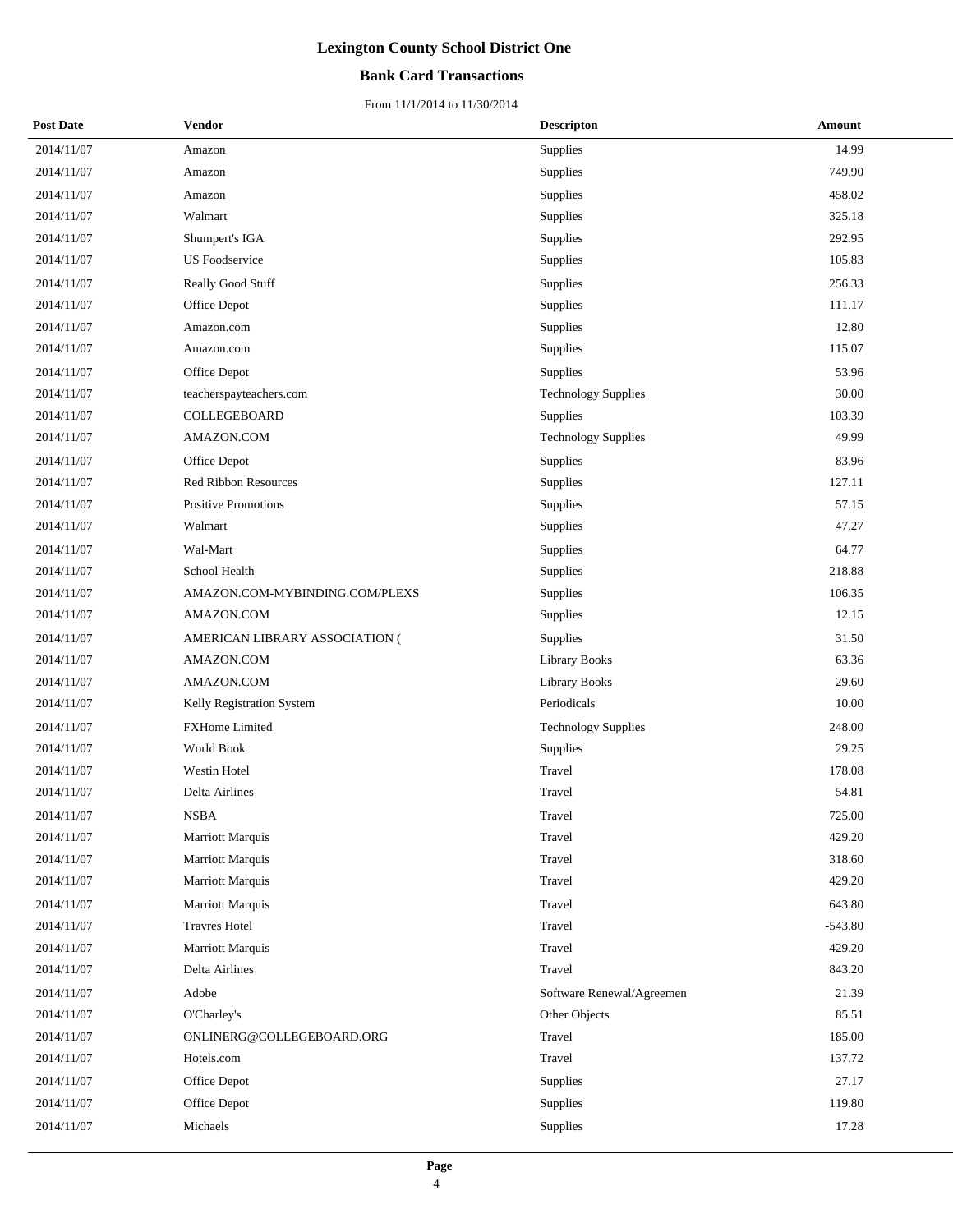# Lexington County School District One

## Bank Card Transactions

From 11/1/2014 to 11/30/2014

| Post Date | Vendor | Descripton | Amount |
|---|---|---|---|
| 2014/11/07 | Amazon | Supplies | 14.99 |
| 2014/11/07 | Amazon | Supplies | 749.90 |
| 2014/11/07 | Amazon | Supplies | 458.02 |
| 2014/11/07 | Walmart | Supplies | 325.18 |
| 2014/11/07 | Shumpert's IGA | Supplies | 292.95 |
| 2014/11/07 | US Foodservice | Supplies | 105.83 |
| 2014/11/07 | Really Good Stuff | Supplies | 256.33 |
| 2014/11/07 | Office Depot | Supplies | 111.17 |
| 2014/11/07 | Amazon.com | Supplies | 12.80 |
| 2014/11/07 | Amazon.com | Supplies | 115.07 |
| 2014/11/07 | Office Depot | Supplies | 53.96 |
| 2014/11/07 | teacherspayteachers.com | Technology Supplies | 30.00 |
| 2014/11/07 | COLLEGEBOARD | Supplies | 103.39 |
| 2014/11/07 | AMAZON.COM | Technology Supplies | 49.99 |
| 2014/11/07 | Office Depot | Supplies | 83.96 |
| 2014/11/07 | Red Ribbon Resources | Supplies | 127.11 |
| 2014/11/07 | Positive Promotions | Supplies | 57.15 |
| 2014/11/07 | Walmart | Supplies | 47.27 |
| 2014/11/07 | Wal-Mart | Supplies | 64.77 |
| 2014/11/07 | School Health | Supplies | 218.88 |
| 2014/11/07 | AMAZON.COM-MYBINDING.COM/PLEXS | Supplies | 106.35 |
| 2014/11/07 | AMAZON.COM | Supplies | 12.15 |
| 2014/11/07 | AMERICAN LIBRARY ASSOCIATION ( | Supplies | 31.50 |
| 2014/11/07 | AMAZON.COM | Library Books | 63.36 |
| 2014/11/07 | AMAZON.COM | Library Books | 29.60 |
| 2014/11/07 | Kelly Registration System | Periodicals | 10.00 |
| 2014/11/07 | FXHome Limited | Technology Supplies | 248.00 |
| 2014/11/07 | World Book | Supplies | 29.25 |
| 2014/11/07 | Westin Hotel | Travel | 178.08 |
| 2014/11/07 | Delta Airlines | Travel | 54.81 |
| 2014/11/07 | NSBA | Travel | 725.00 |
| 2014/11/07 | Marriott Marquis | Travel | 429.20 |
| 2014/11/07 | Marriott Marquis | Travel | 318.60 |
| 2014/11/07 | Marriott Marquis | Travel | 429.20 |
| 2014/11/07 | Marriott Marquis | Travel | 643.80 |
| 2014/11/07 | Travres Hotel | Travel | -543.80 |
| 2014/11/07 | Marriott Marquis | Travel | 429.20 |
| 2014/11/07 | Delta Airlines | Travel | 843.20 |
| 2014/11/07 | Adobe | Software Renewal/Agreemen | 21.39 |
| 2014/11/07 | O'Charley's | Other Objects | 85.51 |
| 2014/11/07 | ONLINERG@COLLEGEBOARD.ORG | Travel | 185.00 |
| 2014/11/07 | Hotels.com | Travel | 137.72 |
| 2014/11/07 | Office Depot | Supplies | 27.17 |
| 2014/11/07 | Office Depot | Supplies | 119.80 |
| 2014/11/07 | Michaels | Supplies | 17.28 |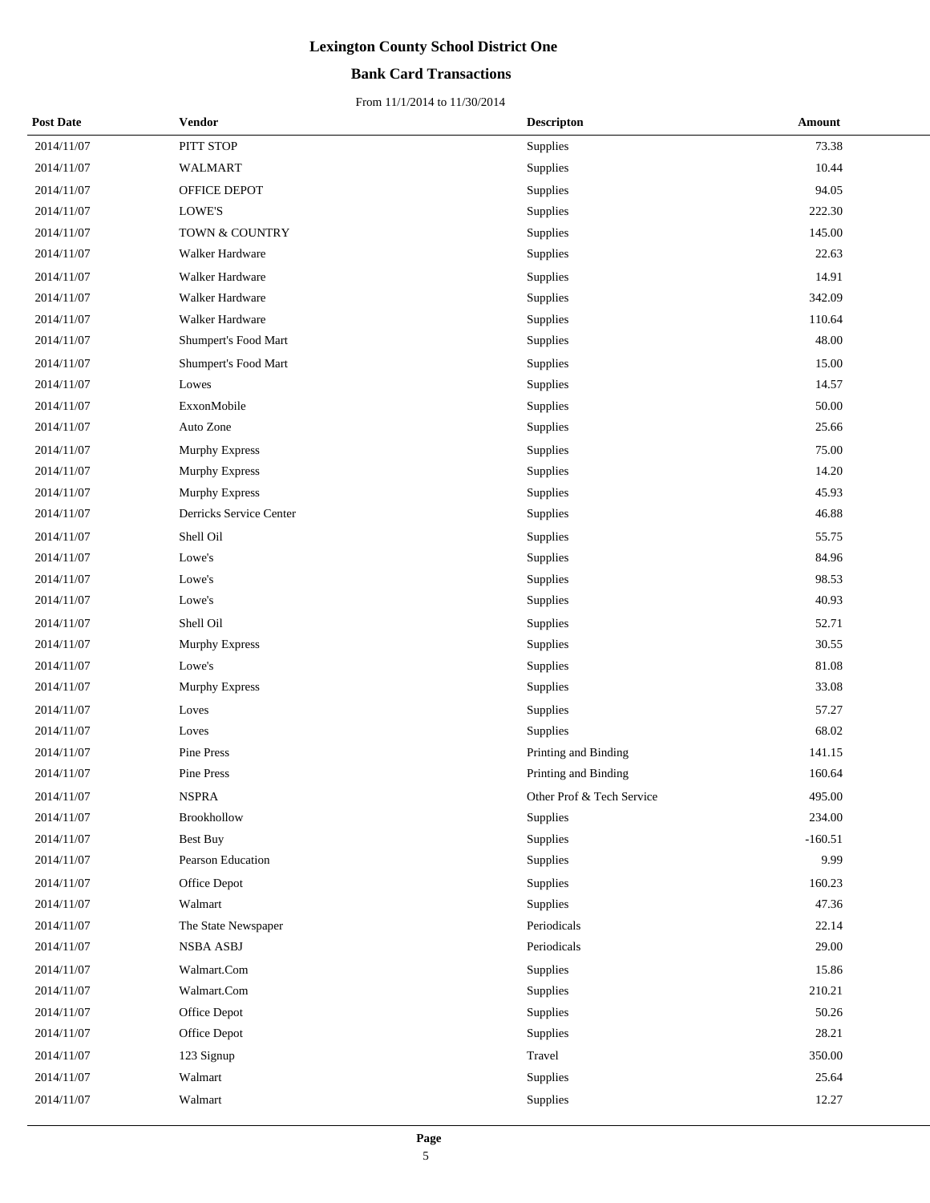# Lexington County School District One

## Bank Card Transactions

From 11/1/2014 to 11/30/2014

| Post Date | Vendor | Descripton | Amount |
|---|---|---|---|
| 2014/11/07 | PITT STOP | Supplies | 73.38 |
| 2014/11/07 | WALMART | Supplies | 10.44 |
| 2014/11/07 | OFFICE DEPOT | Supplies | 94.05 |
| 2014/11/07 | LOWE'S | Supplies | 222.30 |
| 2014/11/07 | TOWN & COUNTRY | Supplies | 145.00 |
| 2014/11/07 | Walker Hardware | Supplies | 22.63 |
| 2014/11/07 | Walker Hardware | Supplies | 14.91 |
| 2014/11/07 | Walker Hardware | Supplies | 342.09 |
| 2014/11/07 | Walker Hardware | Supplies | 110.64 |
| 2014/11/07 | Shumpert's Food Mart | Supplies | 48.00 |
| 2014/11/07 | Shumpert's Food Mart | Supplies | 15.00 |
| 2014/11/07 | Lowes | Supplies | 14.57 |
| 2014/11/07 | ExxonMobile | Supplies | 50.00 |
| 2014/11/07 | Auto Zone | Supplies | 25.66 |
| 2014/11/07 | Murphy Express | Supplies | 75.00 |
| 2014/11/07 | Murphy Express | Supplies | 14.20 |
| 2014/11/07 | Murphy Express | Supplies | 45.93 |
| 2014/11/07 | Derricks Service Center | Supplies | 46.88 |
| 2014/11/07 | Shell Oil | Supplies | 55.75 |
| 2014/11/07 | Lowe's | Supplies | 84.96 |
| 2014/11/07 | Lowe's | Supplies | 98.53 |
| 2014/11/07 | Lowe's | Supplies | 40.93 |
| 2014/11/07 | Shell Oil | Supplies | 52.71 |
| 2014/11/07 | Murphy Express | Supplies | 30.55 |
| 2014/11/07 | Lowe's | Supplies | 81.08 |
| 2014/11/07 | Murphy Express | Supplies | 33.08 |
| 2014/11/07 | Loves | Supplies | 57.27 |
| 2014/11/07 | Loves | Supplies | 68.02 |
| 2014/11/07 | Pine Press | Printing and Binding | 141.15 |
| 2014/11/07 | Pine Press | Printing and Binding | 160.64 |
| 2014/11/07 | NSPRA | Other Prof & Tech Service | 495.00 |
| 2014/11/07 | Brookhollow | Supplies | 234.00 |
| 2014/11/07 | Best Buy | Supplies | -160.51 |
| 2014/11/07 | Pearson Education | Supplies | 9.99 |
| 2014/11/07 | Office Depot | Supplies | 160.23 |
| 2014/11/07 | Walmart | Supplies | 47.36 |
| 2014/11/07 | The State Newspaper | Periodicals | 22.14 |
| 2014/11/07 | NSBA ASBJ | Periodicals | 29.00 |
| 2014/11/07 | Walmart.Com | Supplies | 15.86 |
| 2014/11/07 | Walmart.Com | Supplies | 210.21 |
| 2014/11/07 | Office Depot | Supplies | 50.26 |
| 2014/11/07 | Office Depot | Supplies | 28.21 |
| 2014/11/07 | 123 Signup | Travel | 350.00 |
| 2014/11/07 | Walmart | Supplies | 25.64 |
| 2014/11/07 | Walmart | Supplies | 12.27 |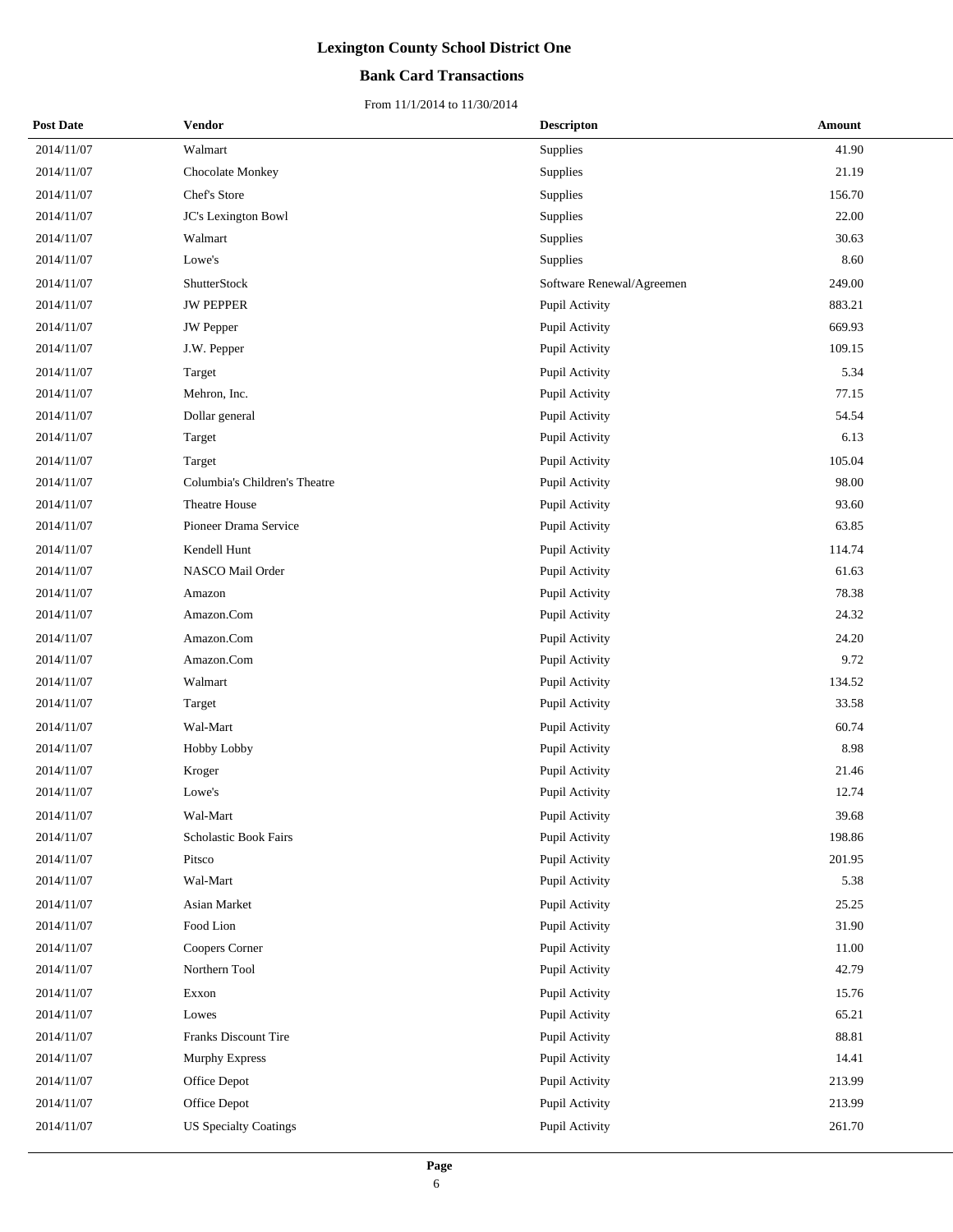# Lexington County School District One

## Bank Card Transactions

From 11/1/2014 to 11/30/2014

| Post Date | Vendor | Descripton | Amount |
|---|---|---|---|
| 2014/11/07 | Walmart | Supplies | 41.90 |
| 2014/11/07 | Chocolate Monkey | Supplies | 21.19 |
| 2014/11/07 | Chef's Store | Supplies | 156.70 |
| 2014/11/07 | JC's Lexington Bowl | Supplies | 22.00 |
| 2014/11/07 | Walmart | Supplies | 30.63 |
| 2014/11/07 | Lowe's | Supplies | 8.60 |
| 2014/11/07 | ShutterStock | Software Renewal/Agreemen | 249.00 |
| 2014/11/07 | JW PEPPER | Pupil Activity | 883.21 |
| 2014/11/07 | JW Pepper | Pupil Activity | 669.93 |
| 2014/11/07 | J.W. Pepper | Pupil Activity | 109.15 |
| 2014/11/07 | Target | Pupil Activity | 5.34 |
| 2014/11/07 | Mehron, Inc. | Pupil Activity | 77.15 |
| 2014/11/07 | Dollar general | Pupil Activity | 54.54 |
| 2014/11/07 | Target | Pupil Activity | 6.13 |
| 2014/11/07 | Target | Pupil Activity | 105.04 |
| 2014/11/07 | Columbia's Children's Theatre | Pupil Activity | 98.00 |
| 2014/11/07 | Theatre House | Pupil Activity | 93.60 |
| 2014/11/07 | Pioneer Drama Service | Pupil Activity | 63.85 |
| 2014/11/07 | Kendell Hunt | Pupil Activity | 114.74 |
| 2014/11/07 | NASCO Mail Order | Pupil Activity | 61.63 |
| 2014/11/07 | Amazon | Pupil Activity | 78.38 |
| 2014/11/07 | Amazon.Com | Pupil Activity | 24.32 |
| 2014/11/07 | Amazon.Com | Pupil Activity | 24.20 |
| 2014/11/07 | Amazon.Com | Pupil Activity | 9.72 |
| 2014/11/07 | Walmart | Pupil Activity | 134.52 |
| 2014/11/07 | Target | Pupil Activity | 33.58 |
| 2014/11/07 | Wal-Mart | Pupil Activity | 60.74 |
| 2014/11/07 | Hobby Lobby | Pupil Activity | 8.98 |
| 2014/11/07 | Kroger | Pupil Activity | 21.46 |
| 2014/11/07 | Lowe's | Pupil Activity | 12.74 |
| 2014/11/07 | Wal-Mart | Pupil Activity | 39.68 |
| 2014/11/07 | Scholastic Book Fairs | Pupil Activity | 198.86 |
| 2014/11/07 | Pitsco | Pupil Activity | 201.95 |
| 2014/11/07 | Wal-Mart | Pupil Activity | 5.38 |
| 2014/11/07 | Asian Market | Pupil Activity | 25.25 |
| 2014/11/07 | Food Lion | Pupil Activity | 31.90 |
| 2014/11/07 | Coopers Corner | Pupil Activity | 11.00 |
| 2014/11/07 | Northern Tool | Pupil Activity | 42.79 |
| 2014/11/07 | Exxon | Pupil Activity | 15.76 |
| 2014/11/07 | Lowes | Pupil Activity | 65.21 |
| 2014/11/07 | Franks Discount Tire | Pupil Activity | 88.81 |
| 2014/11/07 | Murphy Express | Pupil Activity | 14.41 |
| 2014/11/07 | Office Depot | Pupil Activity | 213.99 |
| 2014/11/07 | Office Depot | Pupil Activity | 213.99 |
| 2014/11/07 | US Specialty Coatings | Pupil Activity | 261.70 |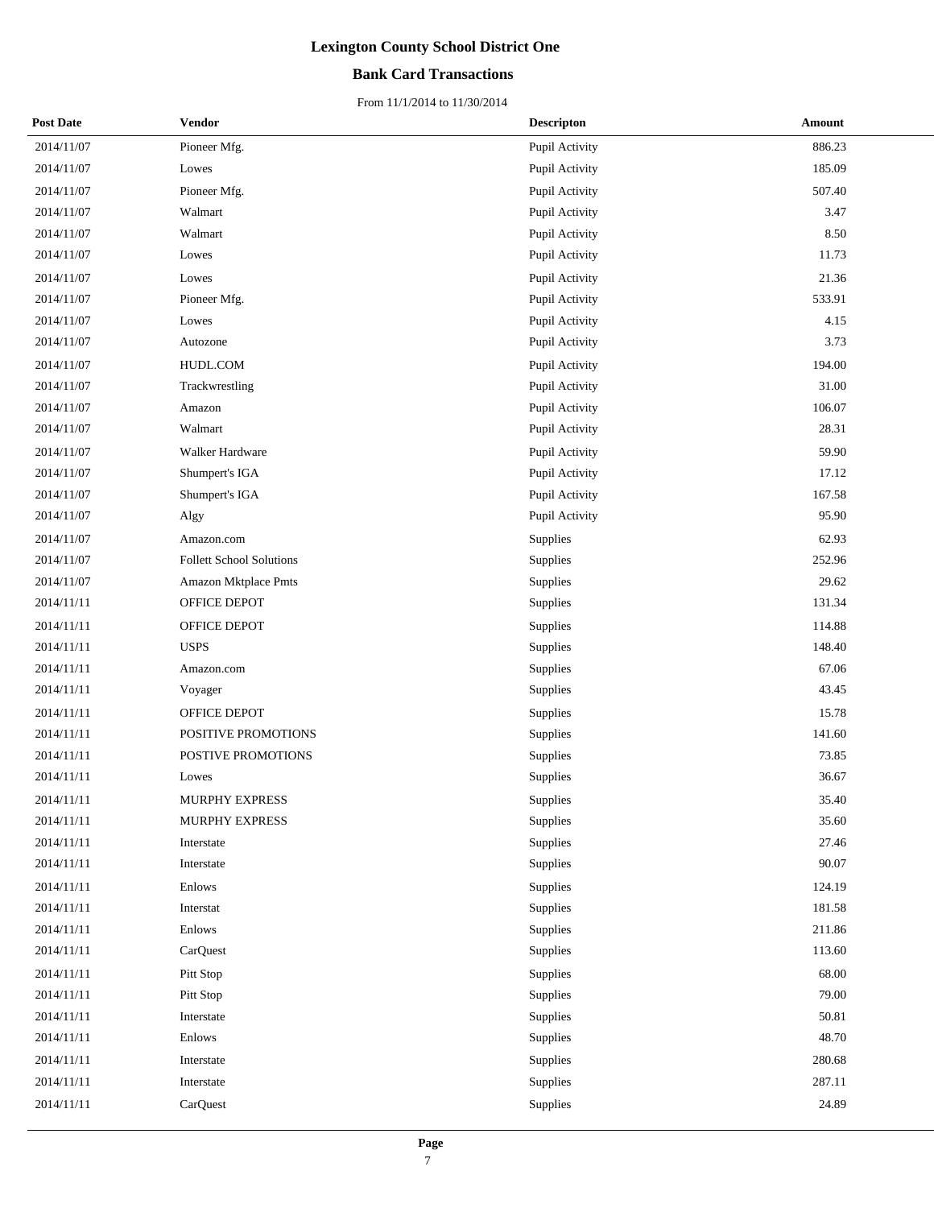# Lexington County School District One

## Bank Card Transactions

From 11/1/2014 to 11/30/2014

| Post Date | Vendor | Descripton | Amount |
|---|---|---|---|
| 2014/11/07 | Pioneer Mfg. | Pupil Activity | 886.23 |
| 2014/11/07 | Lowes | Pupil Activity | 185.09 |
| 2014/11/07 | Pioneer Mfg. | Pupil Activity | 507.40 |
| 2014/11/07 | Walmart | Pupil Activity | 3.47 |
| 2014/11/07 | Walmart | Pupil Activity | 8.50 |
| 2014/11/07 | Lowes | Pupil Activity | 11.73 |
| 2014/11/07 | Lowes | Pupil Activity | 21.36 |
| 2014/11/07 | Pioneer Mfg. | Pupil Activity | 533.91 |
| 2014/11/07 | Lowes | Pupil Activity | 4.15 |
| 2014/11/07 | Autozone | Pupil Activity | 3.73 |
| 2014/11/07 | HUDL.COM | Pupil Activity | 194.00 |
| 2014/11/07 | Trackwrestling | Pupil Activity | 31.00 |
| 2014/11/07 | Amazon | Pupil Activity | 106.07 |
| 2014/11/07 | Walmart | Pupil Activity | 28.31 |
| 2014/11/07 | Walker Hardware | Pupil Activity | 59.90 |
| 2014/11/07 | Shumpert's IGA | Pupil Activity | 17.12 |
| 2014/11/07 | Shumpert's IGA | Pupil Activity | 167.58 |
| 2014/11/07 | Algy | Pupil Activity | 95.90 |
| 2014/11/07 | Amazon.com | Supplies | 62.93 |
| 2014/11/07 | Follett School Solutions | Supplies | 252.96 |
| 2014/11/07 | Amazon Mktplace Pmts | Supplies | 29.62 |
| 2014/11/11 | OFFICE DEPOT | Supplies | 131.34 |
| 2014/11/11 | OFFICE DEPOT | Supplies | 114.88 |
| 2014/11/11 | USPS | Supplies | 148.40 |
| 2014/11/11 | Amazon.com | Supplies | 67.06 |
| 2014/11/11 | Voyager | Supplies | 43.45 |
| 2014/11/11 | OFFICE DEPOT | Supplies | 15.78 |
| 2014/11/11 | POSITIVE PROMOTIONS | Supplies | 141.60 |
| 2014/11/11 | POSTIVE PROMOTIONS | Supplies | 73.85 |
| 2014/11/11 | Lowes | Supplies | 36.67 |
| 2014/11/11 | MURPHY EXPRESS | Supplies | 35.40 |
| 2014/11/11 | MURPHY EXPRESS | Supplies | 35.60 |
| 2014/11/11 | Interstate | Supplies | 27.46 |
| 2014/11/11 | Interstate | Supplies | 90.07 |
| 2014/11/11 | Enlows | Supplies | 124.19 |
| 2014/11/11 | Interstat | Supplies | 181.58 |
| 2014/11/11 | Enlows | Supplies | 211.86 |
| 2014/11/11 | CarQuest | Supplies | 113.60 |
| 2014/11/11 | Pitt Stop | Supplies | 68.00 |
| 2014/11/11 | Pitt Stop | Supplies | 79.00 |
| 2014/11/11 | Interstate | Supplies | 50.81 |
| 2014/11/11 | Enlows | Supplies | 48.70 |
| 2014/11/11 | Interstate | Supplies | 280.68 |
| 2014/11/11 | Interstate | Supplies | 287.11 |
| 2014/11/11 | CarQuest | Supplies | 24.89 |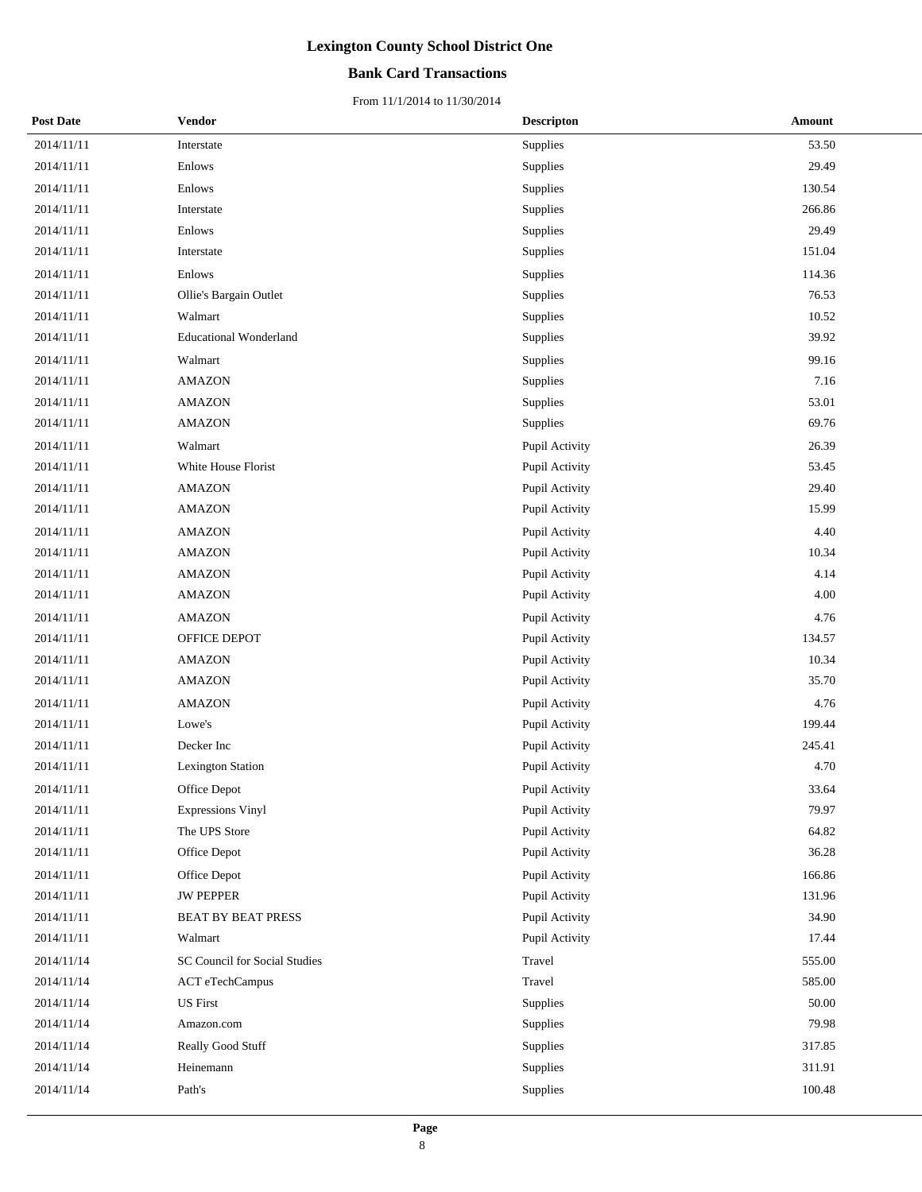# Lexington County School District One

## Bank Card Transactions

From 11/1/2014 to 11/30/2014

| Post Date | Vendor | Descripton | Amount |
|---|---|---|---|
| 2014/11/11 | Interstate | Supplies | 53.50 |
| 2014/11/11 | Enlows | Supplies | 29.49 |
| 2014/11/11 | Enlows | Supplies | 130.54 |
| 2014/11/11 | Interstate | Supplies | 266.86 |
| 2014/11/11 | Enlows | Supplies | 29.49 |
| 2014/11/11 | Interstate | Supplies | 151.04 |
| 2014/11/11 | Enlows | Supplies | 114.36 |
| 2014/11/11 | Ollie's Bargain Outlet | Supplies | 76.53 |
| 2014/11/11 | Walmart | Supplies | 10.52 |
| 2014/11/11 | Educational Wonderland | Supplies | 39.92 |
| 2014/11/11 | Walmart | Supplies | 99.16 |
| 2014/11/11 | AMAZON | Supplies | 7.16 |
| 2014/11/11 | AMAZON | Supplies | 53.01 |
| 2014/11/11 | AMAZON | Supplies | 69.76 |
| 2014/11/11 | Walmart | Pupil Activity | 26.39 |
| 2014/11/11 | White House Florist | Pupil Activity | 53.45 |
| 2014/11/11 | AMAZON | Pupil Activity | 29.40 |
| 2014/11/11 | AMAZON | Pupil Activity | 15.99 |
| 2014/11/11 | AMAZON | Pupil Activity | 4.40 |
| 2014/11/11 | AMAZON | Pupil Activity | 10.34 |
| 2014/11/11 | AMAZON | Pupil Activity | 4.14 |
| 2014/11/11 | AMAZON | Pupil Activity | 4.00 |
| 2014/11/11 | AMAZON | Pupil Activity | 4.76 |
| 2014/11/11 | OFFICE DEPOT | Pupil Activity | 134.57 |
| 2014/11/11 | AMAZON | Pupil Activity | 10.34 |
| 2014/11/11 | AMAZON | Pupil Activity | 35.70 |
| 2014/11/11 | AMAZON | Pupil Activity | 4.76 |
| 2014/11/11 | Lowe's | Pupil Activity | 199.44 |
| 2014/11/11 | Decker Inc | Pupil Activity | 245.41 |
| 2014/11/11 | Lexington Station | Pupil Activity | 4.70 |
| 2014/11/11 | Office Depot | Pupil Activity | 33.64 |
| 2014/11/11 | Expressions Vinyl | Pupil Activity | 79.97 |
| 2014/11/11 | The UPS Store | Pupil Activity | 64.82 |
| 2014/11/11 | Office Depot | Pupil Activity | 36.28 |
| 2014/11/11 | Office Depot | Pupil Activity | 166.86 |
| 2014/11/11 | JW PEPPER | Pupil Activity | 131.96 |
| 2014/11/11 | BEAT BY BEAT PRESS | Pupil Activity | 34.90 |
| 2014/11/11 | Walmart | Pupil Activity | 17.44 |
| 2014/11/14 | SC Council for Social Studies | Travel | 555.00 |
| 2014/11/14 | ACT eTechCampus | Travel | 585.00 |
| 2014/11/14 | US First | Supplies | 50.00 |
| 2014/11/14 | Amazon.com | Supplies | 79.98 |
| 2014/11/14 | Really Good Stuff | Supplies | 317.85 |
| 2014/11/14 | Heinemann | Supplies | 311.91 |
| 2014/11/14 | Path's | Supplies | 100.48 |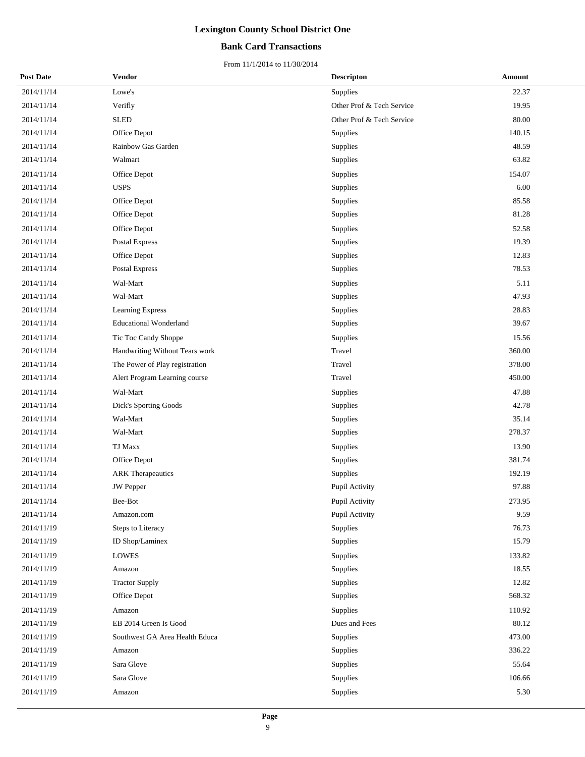# Lexington County School District One

## Bank Card Transactions

From 11/1/2014 to 11/30/2014

| Post Date | Vendor | Descripton | Amount |
|---|---|---|---|
| 2014/11/14 | Lowe's | Supplies | 22.37 |
| 2014/11/14 | Verifly | Other Prof & Tech Service | 19.95 |
| 2014/11/14 | SLED | Other Prof & Tech Service | 80.00 |
| 2014/11/14 | Office Depot | Supplies | 140.15 |
| 2014/11/14 | Rainbow Gas Garden | Supplies | 48.59 |
| 2014/11/14 | Walmart | Supplies | 63.82 |
| 2014/11/14 | Office Depot | Supplies | 154.07 |
| 2014/11/14 | USPS | Supplies | 6.00 |
| 2014/11/14 | Office Depot | Supplies | 85.58 |
| 2014/11/14 | Office Depot | Supplies | 81.28 |
| 2014/11/14 | Office Depot | Supplies | 52.58 |
| 2014/11/14 | Postal Express | Supplies | 19.39 |
| 2014/11/14 | Office Depot | Supplies | 12.83 |
| 2014/11/14 | Postal Express | Supplies | 78.53 |
| 2014/11/14 | Wal-Mart | Supplies | 5.11 |
| 2014/11/14 | Wal-Mart | Supplies | 47.93 |
| 2014/11/14 | Learning Express | Supplies | 28.83 |
| 2014/11/14 | Educational Wonderland | Supplies | 39.67 |
| 2014/11/14 | Tic Toc Candy Shoppe | Supplies | 15.56 |
| 2014/11/14 | Handwriting Without Tears work | Travel | 360.00 |
| 2014/11/14 | The Power of Play registration | Travel | 378.00 |
| 2014/11/14 | Alert Program Learning course | Travel | 450.00 |
| 2014/11/14 | Wal-Mart | Supplies | 47.88 |
| 2014/11/14 | Dick's Sporting Goods | Supplies | 42.78 |
| 2014/11/14 | Wal-Mart | Supplies | 35.14 |
| 2014/11/14 | Wal-Mart | Supplies | 278.37 |
| 2014/11/14 | TJ Maxx | Supplies | 13.90 |
| 2014/11/14 | Office Depot | Supplies | 381.74 |
| 2014/11/14 | ARK Therapeautics | Supplies | 192.19 |
| 2014/11/14 | JW Pepper | Pupil Activity | 97.88 |
| 2014/11/14 | Bee-Bot | Pupil Activity | 273.95 |
| 2014/11/14 | Amazon.com | Pupil Activity | 9.59 |
| 2014/11/19 | Steps to Literacy | Supplies | 76.73 |
| 2014/11/19 | ID Shop/Laminex | Supplies | 15.79 |
| 2014/11/19 | LOWES | Supplies | 133.82 |
| 2014/11/19 | Amazon | Supplies | 18.55 |
| 2014/11/19 | Tractor Supply | Supplies | 12.82 |
| 2014/11/19 | Office Depot | Supplies | 568.32 |
| 2014/11/19 | Amazon | Supplies | 110.92 |
| 2014/11/19 | EB 2014 Green Is Good | Dues and Fees | 80.12 |
| 2014/11/19 | Southwest GA Area Health Educa | Supplies | 473.00 |
| 2014/11/19 | Amazon | Supplies | 336.22 |
| 2014/11/19 | Sara Glove | Supplies | 55.64 |
| 2014/11/19 | Sara Glove | Supplies | 106.66 |
| 2014/11/19 | Amazon | Supplies | 5.30 |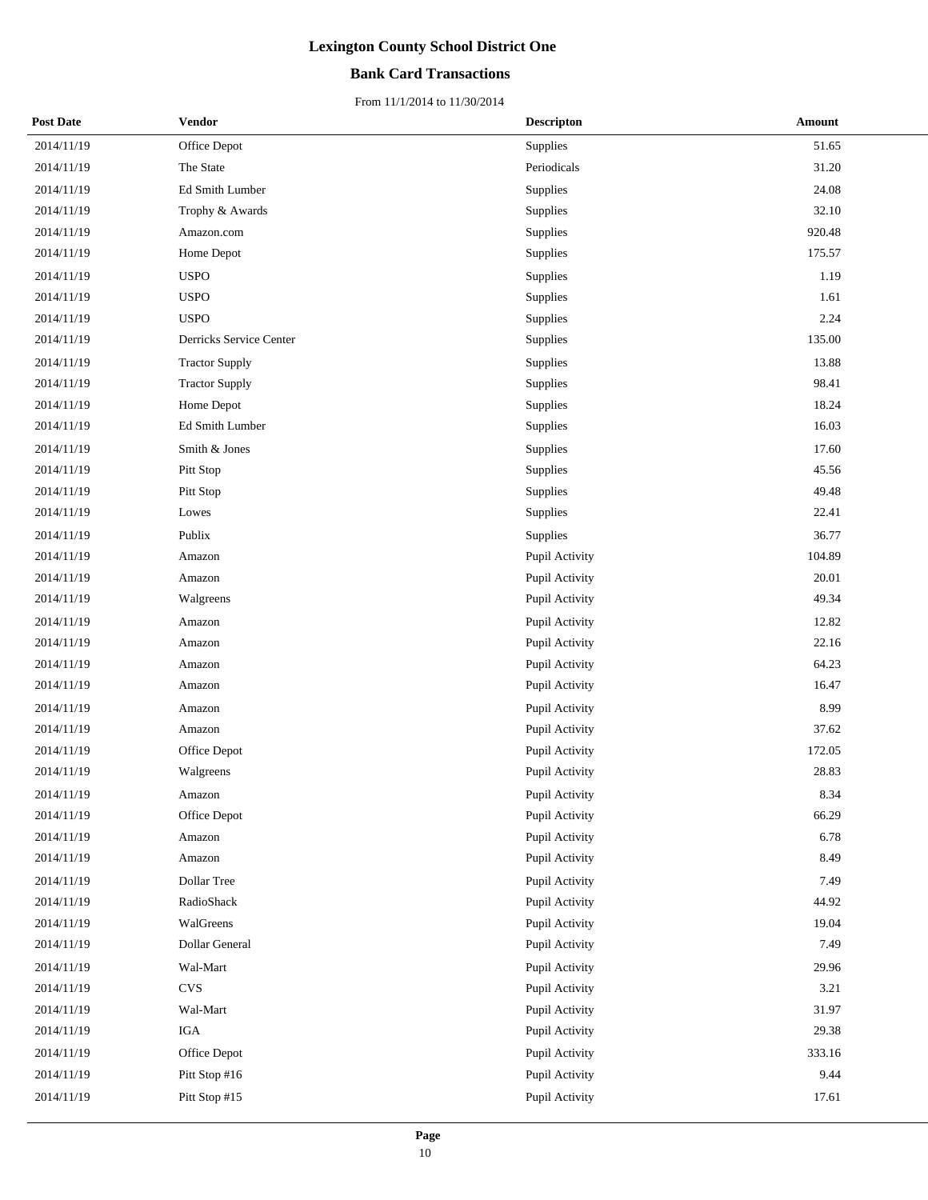# Lexington County School District One

## Bank Card Transactions

From 11/1/2014 to 11/30/2014

| Post Date | Vendor | Descripton | Amount |
|---|---|---|---|
| 2014/11/19 | Office Depot | Supplies | 51.65 |
| 2014/11/19 | The State | Periodicals | 31.20 |
| 2014/11/19 | Ed Smith Lumber | Supplies | 24.08 |
| 2014/11/19 | Trophy & Awards | Supplies | 32.10 |
| 2014/11/19 | Amazon.com | Supplies | 920.48 |
| 2014/11/19 | Home Depot | Supplies | 175.57 |
| 2014/11/19 | USPO | Supplies | 1.19 |
| 2014/11/19 | USPO | Supplies | 1.61 |
| 2014/11/19 | USPO | Supplies | 2.24 |
| 2014/11/19 | Derricks Service Center | Supplies | 135.00 |
| 2014/11/19 | Tractor Supply | Supplies | 13.88 |
| 2014/11/19 | Tractor Supply | Supplies | 98.41 |
| 2014/11/19 | Home Depot | Supplies | 18.24 |
| 2014/11/19 | Ed Smith Lumber | Supplies | 16.03 |
| 2014/11/19 | Smith & Jones | Supplies | 17.60 |
| 2014/11/19 | Pitt Stop | Supplies | 45.56 |
| 2014/11/19 | Pitt Stop | Supplies | 49.48 |
| 2014/11/19 | Lowes | Supplies | 22.41 |
| 2014/11/19 | Publix | Supplies | 36.77 |
| 2014/11/19 | Amazon | Pupil Activity | 104.89 |
| 2014/11/19 | Amazon | Pupil Activity | 20.01 |
| 2014/11/19 | Walgreens | Pupil Activity | 49.34 |
| 2014/11/19 | Amazon | Pupil Activity | 12.82 |
| 2014/11/19 | Amazon | Pupil Activity | 22.16 |
| 2014/11/19 | Amazon | Pupil Activity | 64.23 |
| 2014/11/19 | Amazon | Pupil Activity | 16.47 |
| 2014/11/19 | Amazon | Pupil Activity | 8.99 |
| 2014/11/19 | Amazon | Pupil Activity | 37.62 |
| 2014/11/19 | Office Depot | Pupil Activity | 172.05 |
| 2014/11/19 | Walgreens | Pupil Activity | 28.83 |
| 2014/11/19 | Amazon | Pupil Activity | 8.34 |
| 2014/11/19 | Office Depot | Pupil Activity | 66.29 |
| 2014/11/19 | Amazon | Pupil Activity | 6.78 |
| 2014/11/19 | Amazon | Pupil Activity | 8.49 |
| 2014/11/19 | Dollar Tree | Pupil Activity | 7.49 |
| 2014/11/19 | RadioShack | Pupil Activity | 44.92 |
| 2014/11/19 | WalGreens | Pupil Activity | 19.04 |
| 2014/11/19 | Dollar General | Pupil Activity | 7.49 |
| 2014/11/19 | Wal-Mart | Pupil Activity | 29.96 |
| 2014/11/19 | CVS | Pupil Activity | 3.21 |
| 2014/11/19 | Wal-Mart | Pupil Activity | 31.97 |
| 2014/11/19 | IGA | Pupil Activity | 29.38 |
| 2014/11/19 | Office Depot | Pupil Activity | 333.16 |
| 2014/11/19 | Pitt Stop #16 | Pupil Activity | 9.44 |
| 2014/11/19 | Pitt Stop #15 | Pupil Activity | 17.61 |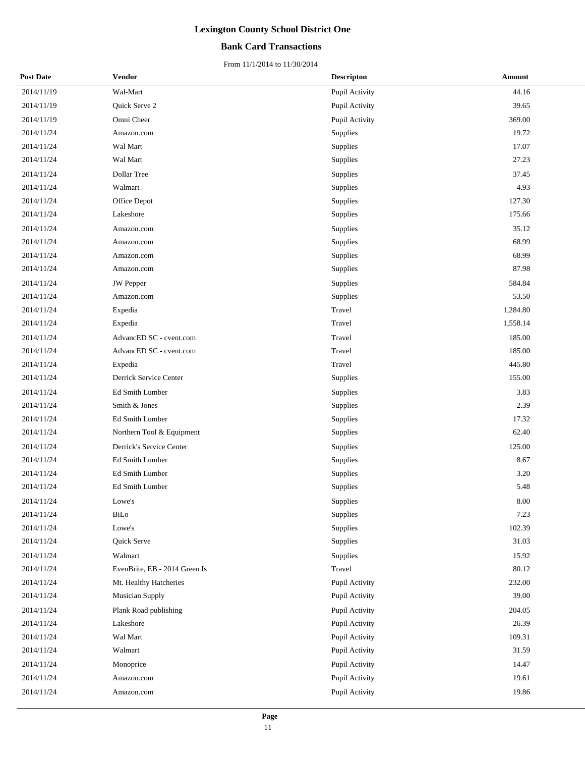# Lexington County School District One

## Bank Card Transactions

From 11/1/2014 to 11/30/2014

| Post Date | Vendor | Descripton | Amount |
|---|---|---|---|
| 2014/11/19 | Wal-Mart | Pupil Activity | 44.16 |
| 2014/11/19 | Quick Serve 2 | Pupil Activity | 39.65 |
| 2014/11/19 | Omni Cheer | Pupil Activity | 369.00 |
| 2014/11/24 | Amazon.com | Supplies | 19.72 |
| 2014/11/24 | Wal Mart | Supplies | 17.07 |
| 2014/11/24 | Wal Mart | Supplies | 27.23 |
| 2014/11/24 | Dollar Tree | Supplies | 37.45 |
| 2014/11/24 | Walmart | Supplies | 4.93 |
| 2014/11/24 | Office Depot | Supplies | 127.30 |
| 2014/11/24 | Lakeshore | Supplies | 175.66 |
| 2014/11/24 | Amazon.com | Supplies | 35.12 |
| 2014/11/24 | Amazon.com | Supplies | 68.99 |
| 2014/11/24 | Amazon.com | Supplies | 68.99 |
| 2014/11/24 | Amazon.com | Supplies | 87.98 |
| 2014/11/24 | JW Pepper | Supplies | 584.84 |
| 2014/11/24 | Amazon.com | Supplies | 53.50 |
| 2014/11/24 | Expedia | Travel | 1,284.80 |
| 2014/11/24 | Expedia | Travel | 1,558.14 |
| 2014/11/24 | AdvancED SC - cvent.com | Travel | 185.00 |
| 2014/11/24 | AdvancED SC - cvent.com | Travel | 185.00 |
| 2014/11/24 | Expedia | Travel | 445.80 |
| 2014/11/24 | Derrick Service Center | Supplies | 155.00 |
| 2014/11/24 | Ed Smith Lumber | Supplies | 3.83 |
| 2014/11/24 | Smith & Jones | Supplies | 2.39 |
| 2014/11/24 | Ed Smith Lumber | Supplies | 17.32 |
| 2014/11/24 | Northern Tool & Equipment | Supplies | 62.40 |
| 2014/11/24 | Derrick's Service Center | Supplies | 125.00 |
| 2014/11/24 | Ed Smith Lumber | Supplies | 8.67 |
| 2014/11/24 | Ed Smith Lumber | Supplies | 3.20 |
| 2014/11/24 | Ed Smith Lumber | Supplies | 5.48 |
| 2014/11/24 | Lowe's | Supplies | 8.00 |
| 2014/11/24 | BiLo | Supplies | 7.23 |
| 2014/11/24 | Lowe's | Supplies | 102.39 |
| 2014/11/24 | Quick Serve | Supplies | 31.03 |
| 2014/11/24 | Walmart | Supplies | 15.92 |
| 2014/11/24 | EvenBrite, EB - 2014 Green Is | Travel | 80.12 |
| 2014/11/24 | Mt. Healthy Hatcheries | Pupil Activity | 232.00 |
| 2014/11/24 | Musician Supply | Pupil Activity | 39.00 |
| 2014/11/24 | Plank Road publishing | Pupil Activity | 204.05 |
| 2014/11/24 | Lakeshore | Pupil Activity | 26.39 |
| 2014/11/24 | Wal Mart | Pupil Activity | 109.31 |
| 2014/11/24 | Walmart | Pupil Activity | 31.59 |
| 2014/11/24 | Monoprice | Pupil Activity | 14.47 |
| 2014/11/24 | Amazon.com | Pupil Activity | 19.61 |
| 2014/11/24 | Amazon.com | Pupil Activity | 19.86 |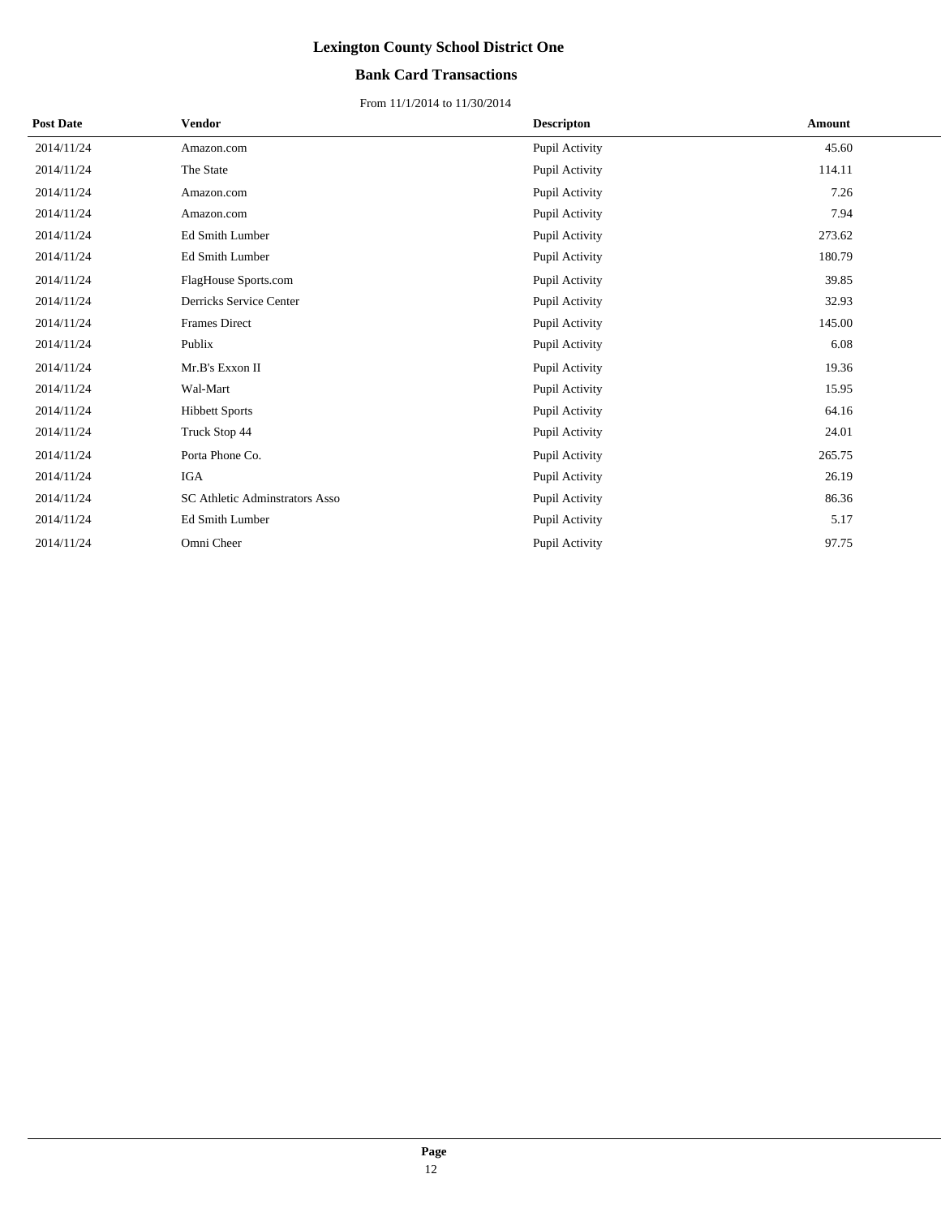# Lexington County School District One

## Bank Card Transactions

From 11/1/2014 to 11/30/2014

| Post Date | Vendor | Descripton | Amount |
|---|---|---|---|
| 2014/11/24 | Amazon.com | Pupil Activity | 45.60 |
| 2014/11/24 | The State | Pupil Activity | 114.11 |
| 2014/11/24 | Amazon.com | Pupil Activity | 7.26 |
| 2014/11/24 | Amazon.com | Pupil Activity | 7.94 |
| 2014/11/24 | Ed Smith Lumber | Pupil Activity | 273.62 |
| 2014/11/24 | Ed Smith Lumber | Pupil Activity | 180.79 |
| 2014/11/24 | FlagHouse Sports.com | Pupil Activity | 39.85 |
| 2014/11/24 | Derricks Service Center | Pupil Activity | 32.93 |
| 2014/11/24 | Frames Direct | Pupil Activity | 145.00 |
| 2014/11/24 | Publix | Pupil Activity | 6.08 |
| 2014/11/24 | Mr.B's Exxon II | Pupil Activity | 19.36 |
| 2014/11/24 | Wal-Mart | Pupil Activity | 15.95 |
| 2014/11/24 | Hibbett Sports | Pupil Activity | 64.16 |
| 2014/11/24 | Truck Stop 44 | Pupil Activity | 24.01 |
| 2014/11/24 | Porta Phone Co. | Pupil Activity | 265.75 |
| 2014/11/24 | IGA | Pupil Activity | 26.19 |
| 2014/11/24 | SC Athletic Adminstrators Asso | Pupil Activity | 86.36 |
| 2014/11/24 | Ed Smith Lumber | Pupil Activity | 5.17 |
| 2014/11/24 | Omni Cheer | Pupil Activity | 97.75 |